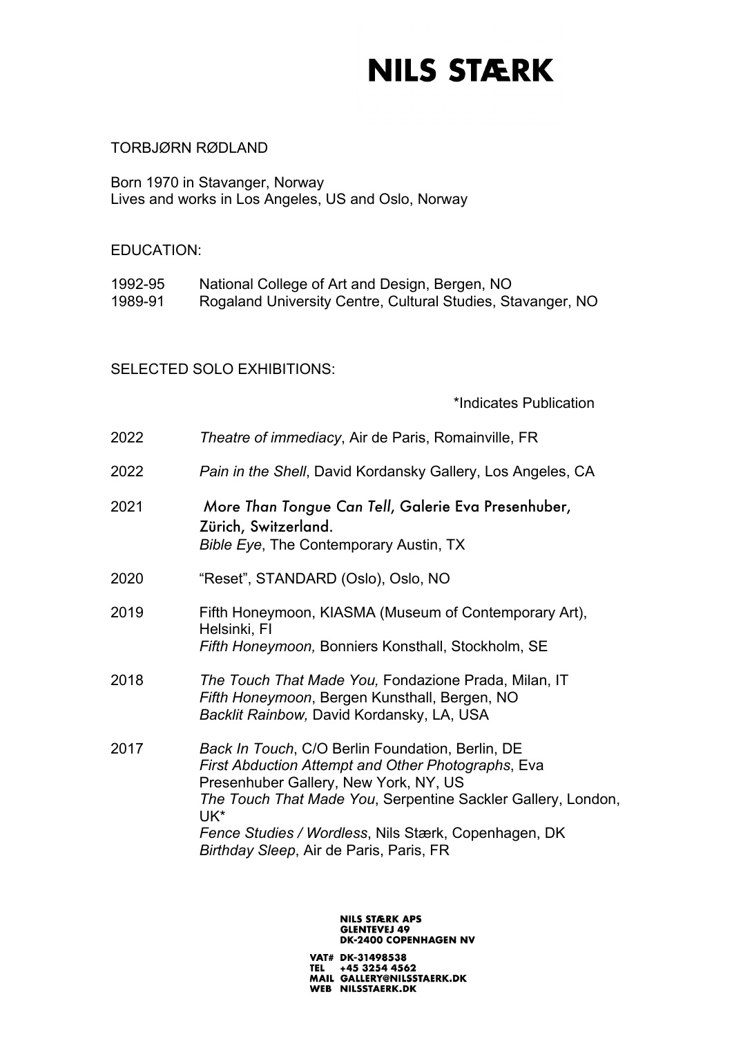# NILS STÆRK

TORBJØRN RØDLAND

Born 1970 in Stavanger, Norway
Lives and works in Los Angeles, US and Oslo, Norway

EDUCATION:

1992-95 National College of Art and Design, Bergen, NO
1989-91 Rogaland University Centre, Cultural Studies, Stavanger, NO

SELECTED SOLO EXHIBITIONS:

*Indicates Publication

2022 *Theatre of immediacy*, Air de Paris, Romainville, FR

2022 *Pain in the Shell*, David Kordansky Gallery, Los Angeles, CA

2021 *More Than Tongue Can Tell*, Galerie Eva Presenhuber, Zürich, Switzerland.
*Bible Eye*, The Contemporary Austin, TX

2020 "Reset", STANDARD (Oslo), Oslo, NO

2019 Fifth Honeymoon, KIASMA (Museum of Contemporary Art), Helsinki, FI
*Fifth Honeymoon,* Bonniers Konsthall, Stockholm, SE

2018 *The Touch That Made You,* Fondazione Prada, Milan, IT
*Fifth Honeymoon*, Bergen Kunsthall, Bergen, NO
*Backlit Rainbow,* David Kordansky, LA, USA

2017 *Back In Touch*, C/O Berlin Foundation, Berlin, DE
*First Abduction Attempt and Other Photographs*, Eva Presenhuber Gallery, New York, NY, US
*The Touch That Made You*, Serpentine Sackler Gallery, London, UK*
*Fence Studies / Wordless*, Nils Stærk, Copenhagen, DK
*Birthday Sleep*, Air de Paris, Paris, FR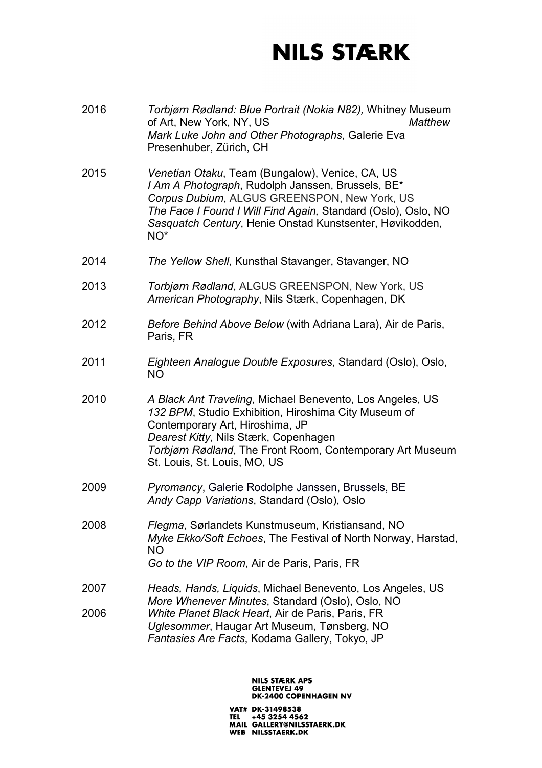2016 *Torbjørn Rødland: Blue Portrait (Nokia N82),* Whitney Museum of Art, New York, NY, US
*Matthew Mark Luke John and Other Photographs*, Galerie Eva Presenhuber, Zürich, CH

2015 *Venetian Otaku*, Team (Bungalow), Venice, CA, US
*I Am A Photograph*, Rudolph Janssen, Brussels, BE*
*Corpus Dubium*, ALGUS GREENSPON, New York, US
*The Face I Found I Will Find Again,* Standard (Oslo), Oslo, NO
*Sasquatch Century*, Henie Onstad Kunstsenter, Høvikodden, NO*

2014 *The Yellow Shell*, Kunsthal Stavanger, Stavanger, NO

2013 *Torbjørn Rødland*, ALGUS GREENSPON, New York, US
*American Photography*, Nils Stærk, Copenhagen, DK

2012 *Before Behind Above Below* (with Adriana Lara), Air de Paris, Paris, FR

2011 *Eighteen Analogue Double Exposures*, Standard (Oslo), Oslo, NO

2010 *A Black Ant Traveling*, Michael Benevento, Los Angeles, US
*132 BPM*, Studio Exhibition, Hiroshima City Museum of Contemporary Art, Hiroshima, JP
*Dearest Kitty*, Nils Stærk, Copenhagen
*Torbjørn Rødland*, The Front Room, Contemporary Art Museum St. Louis, St. Louis, MO, US

2009 *Pyromancy*, Galerie Rodolphe Janssen, Brussels, BE
*Andy Capp Variations*, Standard (Oslo), Oslo

2008 *Flegma*, Sørlandets Kunstmuseum, Kristiansand, NO
*Myke Ekko/Soft Echoes*, The Festival of North Norway, Harstad, NO
*Go to the VIP Room*, Air de Paris, Paris, FR

2007 *Heads, Hands, Liquids*, Michael Benevento, Los Angeles, US
*More Whenever Minutes*, Standard (Oslo), Oslo, NO

2006 *White Planet Black Heart*, Air de Paris, Paris, FR
*Uglesommer*, Haugar Art Museum, Tønsberg, NO
*Fantasies Are Facts*, Kodama Gallery, Tokyo, JP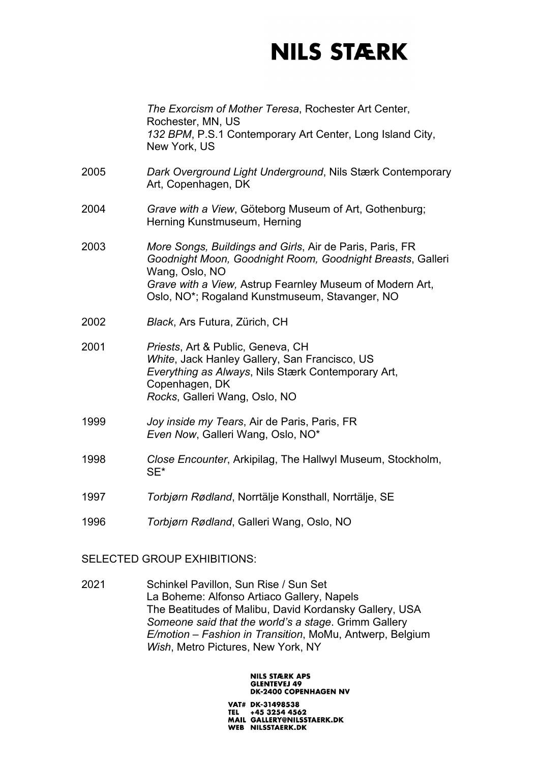*The Exorcism of Mother Teresa*, Rochester Art Center, Rochester, MN, US
*132 BPM*, P.S.1 Contemporary Art Center, Long Island City, New York, US

2005 *Dark Overground Light Underground*, Nils Stærk Contemporary Art, Copenhagen, DK

2004 *Grave with a View*, Göteborg Museum of Art, Gothenburg; Herning Kunstmuseum, Herning

2003 *More Songs, Buildings and Girls*, Air de Paris, Paris, FR
*Goodnight Moon, Goodnight Room, Goodnight Breasts*, Galleri Wang, Oslo, NO
*Grave with a View,* Astrup Fearnley Museum of Modern Art, Oslo, NO*; Rogaland Kunstmuseum, Stavanger, NO

2002 *Black*, Ars Futura, Zürich, CH

2001 *Priests*, Art & Public, Geneva, CH
*White*, Jack Hanley Gallery, San Francisco, US
*Everything as Always*, Nils Stærk Contemporary Art, Copenhagen, DK
*Rocks*, Galleri Wang, Oslo, NO

1999 *Joy inside my Tears*, Air de Paris, Paris, FR
*Even Now*, Galleri Wang, Oslo, NO*

1998 *Close Encounter*, Arkipilag, The Hallwyl Museum, Stockholm, SE*

1997 *Torbjørn Rødland*, Norrtälje Konsthall, Norrtälje, SE

1996 *Torbjørn Rødland*, Galleri Wang, Oslo, NO

SELECTED GROUP EXHIBITIONS:

2021 Schinkel Pavillon, Sun Rise / Sun Set
La Boheme: Alfonso Artiaco Gallery, Napels
The Beatitudes of Malibu, David Kordansky Gallery, USA
*Someone said that the world's a stage*. Grimm Gallery
*E/motion – Fashion in Transition*, MoMu, Antwerp, Belgium
*Wish*, Metro Pictures, New York, NY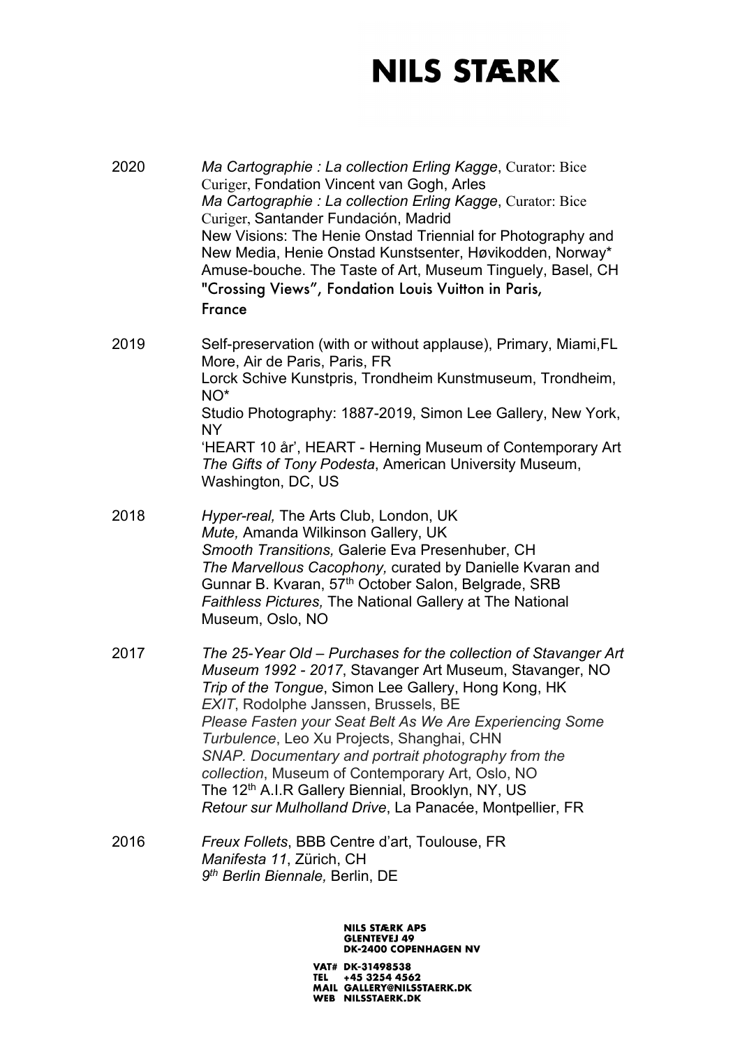2020

*Ma Cartographie : La collection Erling Kagge*, Curator: Bice Curiger, Fondation Vincent van Gogh, Arles
*Ma Cartographie : La collection Erling Kagge*, Curator: Bice Curiger, Santander Fundación, Madrid
New Visions: The Henie Onstad Triennial for Photography and New Media, Henie Onstad Kunstsenter, Høvikodden, Norway*
Amuse-bouche. The Taste of Art, Museum Tinguely, Basel, CH
"Crossing Views", Fondation Louis Vuitton in Paris, France

2019

Self-preservation (with or without applause), Primary, Miami,FL
More, Air de Paris, Paris, FR
Lorck Schive Kunstpris, Trondheim Kunstmuseum, Trondheim, NO*
Studio Photography: 1887-2019, Simon Lee Gallery, New York, NY
'HEART 10 år', HEART - Herning Museum of Contemporary Art
*The Gifts of Tony Podesta*, American University Museum, Washington, DC, US

2018

*Hyper-real,* The Arts Club, London, UK
*Mute,* Amanda Wilkinson Gallery, UK
*Smooth Transitions,* Galerie Eva Presenhuber, CH
*The Marvellous Cacophony,* curated by Danielle Kvaran and Gunnar B. Kvaran, 57th October Salon, Belgrade, SRB
*Faithless Pictures,* The National Gallery at The National Museum, Oslo, NO

2017

*The 25-Year Old – Purchases for the collection of Stavanger Art Museum 1992 - 2017*, Stavanger Art Museum, Stavanger, NO
*Trip of the Tongue*, Simon Lee Gallery, Hong Kong, HK
*EXIT*, Rodolphe Janssen, Brussels, BE
*Please Fasten your Seat Belt As We Are Experiencing Some Turbulence*, Leo Xu Projects, Shanghai, CHN
*SNAP. Documentary and portrait photography from the collection*, Museum of Contemporary Art, Oslo, NO
The 12th A.I.R Gallery Biennial, Brooklyn, NY, US
*Retour sur Mulholland Drive*, La Panacée, Montpellier, FR

2016

*Freux Follets*, BBB Centre d'art, Toulouse, FR
*Manifesta 11*, Zürich, CH
*9th Berlin Biennale,* Berlin, DE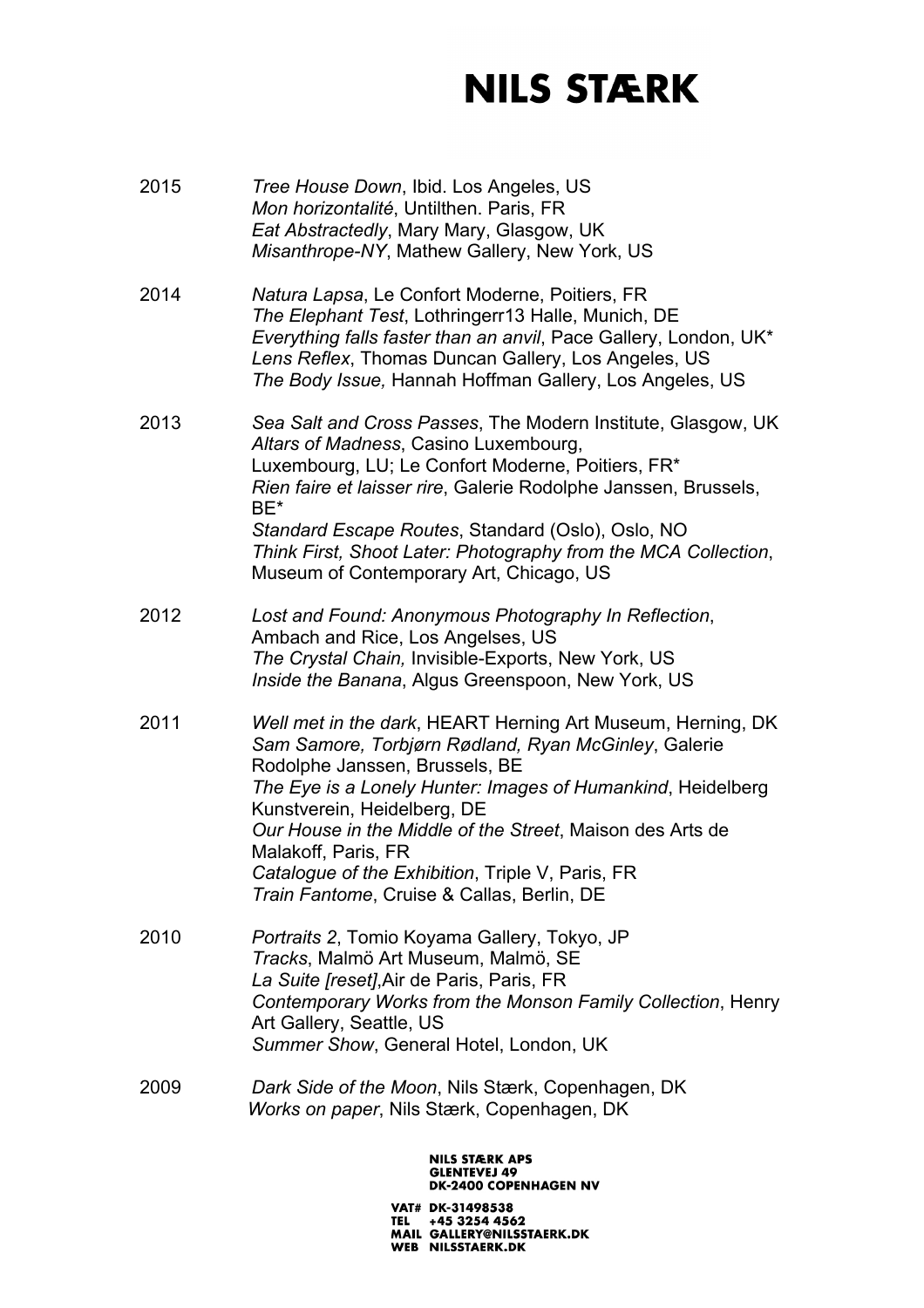2015

*Tree House Down*, Ibid. Los Angeles, US
*Mon horizontalité*, Untilthen. Paris, FR
*Eat Abstractedly*, Mary Mary, Glasgow, UK
*Misanthrope-NY*, Mathew Gallery, New York, US

2014

*Natura Lapsa*, Le Confort Moderne, Poitiers, FR
*The Elephant Test*, Lothringerr13 Halle, Munich, DE
*Everything falls faster than an anvil*, Pace Gallery, London, UK*
*Lens Reflex*, Thomas Duncan Gallery, Los Angeles, US
*The Body Issue,* Hannah Hoffman Gallery, Los Angeles, US

2013

*Sea Salt and Cross Passes*, The Modern Institute, Glasgow, UK
*Altars of Madness*, Casino Luxembourg, Luxembourg, LU; Le Confort Moderne, Poitiers, FR*
*Rien faire et laisser rire*, Galerie Rodolphe Janssen, Brussels, BE*
*Standard Escape Routes*, Standard (Oslo), Oslo, NO
*Think First, Shoot Later: Photography from the MCA Collection*, Museum of Contemporary Art, Chicago, US

2012

*Lost and Found: Anonymous Photography In Reflection*, Ambach and Rice, Los Angelses, US
*The Crystal Chain,* Invisible-Exports, New York, US
*Inside the Banana*, Algus Greenspoon, New York, US

2011

*Well met in the dark*, HEART Herning Art Museum, Herning, DK
*Sam Samore, Torbjørn Rødland, Ryan McGinley*, Galerie Rodolphe Janssen, Brussels, BE
*The Eye is a Lonely Hunter: Images of Humankind*, Heidelberg Kunstverein, Heidelberg, DE
*Our House in the Middle of the Street*, Maison des Arts de Malakoff, Paris, FR
*Catalogue of the Exhibition*, Triple V, Paris, FR
*Train Fantome*, Cruise & Callas, Berlin, DE

2010

*Portraits 2*, Tomio Koyama Gallery, Tokyo, JP
*Tracks*, Malmö Art Museum, Malmö, SE
*La Suite [reset]*,Air de Paris, Paris, FR
*Contemporary Works from the Monson Family Collection*, Henry Art Gallery, Seattle, US
*Summer Show*, General Hotel, London, UK

2009

*Dark Side of the Moon*, Nils Stærk, Copenhagen, DK
*Works on paper*, Nils Stærk, Copenhagen, DK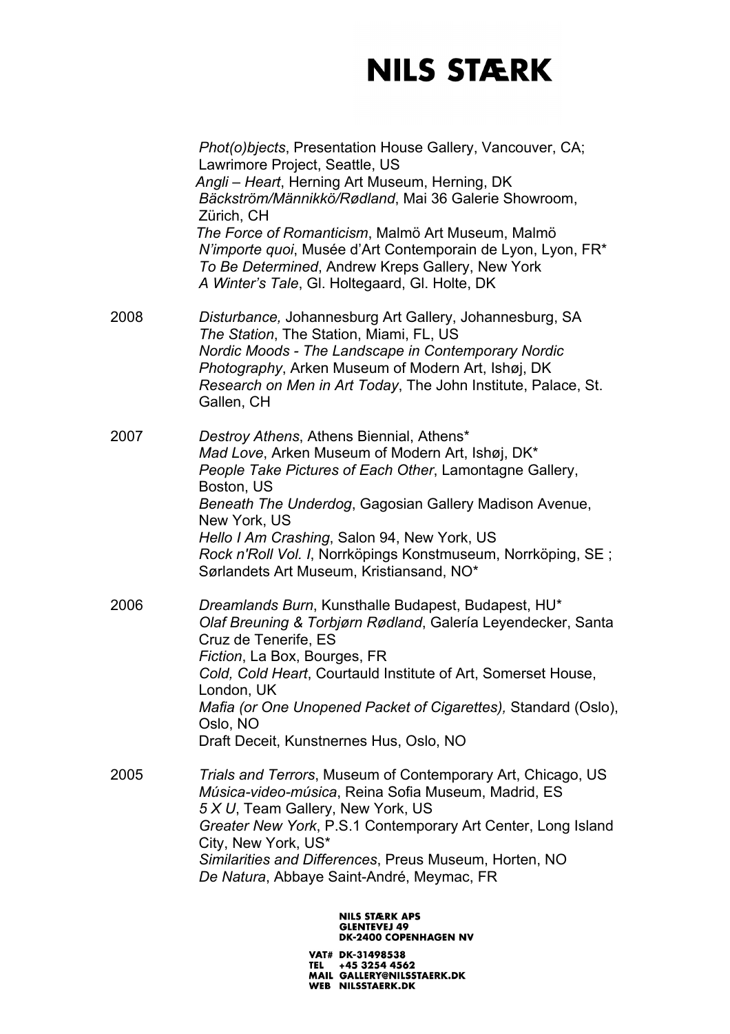*Phot(o)bjects*, Presentation House Gallery, Vancouver, CA; Lawrimore Project, Seattle, US
*Angli – Heart*, Herning Art Museum, Herning, DK
*Bäckström/Männikkö/Rødland*, Mai 36 Galerie Showroom, Zürich, CH
*The Force of Romanticism*, Malmö Art Museum, Malmö
*N'importe quoi*, Musée d'Art Contemporain de Lyon, Lyon, FR*
*To Be Determined*, Andrew Kreps Gallery, New York
*A Winter's Tale*, Gl. Holtegaard, Gl. Holte, DK

2008
*Disturbance,* Johannesburg Art Gallery, Johannesburg, SA
*The Station*, The Station, Miami, FL, US
*Nordic Moods - The Landscape in Contemporary Nordic Photography*, Arken Museum of Modern Art, Ishøj, DK
*Research on Men in Art Today*, The John Institute, Palace, St. Gallen, CH

2007
*Destroy Athens*, Athens Biennial, Athens*
*Mad Love*, Arken Museum of Modern Art, Ishøj, DK*
*People Take Pictures of Each Other*, Lamontagne Gallery, Boston, US
*Beneath The Underdog*, Gagosian Gallery Madison Avenue, New York, US
*Hello I Am Crashing*, Salon 94, New York, US
*Rock n'Roll Vol. I*, Norrköpings Konstmuseum, Norrköping, SE ; Sørlandets Art Museum, Kristiansand, NO*

2006
*Dreamlands Burn*, Kunsthalle Budapest, Budapest, HU*
*Olaf Breuning & Torbjørn Rødland*, Galería Leyendecker, Santa Cruz de Tenerife, ES
*Fiction*, La Box, Bourges, FR
*Cold, Cold Heart*, Courtauld Institute of Art, Somerset House, London, UK
*Mafia (or One Unopened Packet of Cigarettes),* Standard (Oslo), Oslo, NO
Draft Deceit, Kunstnernes Hus, Oslo, NO

2005
*Trials and Terrors*, Museum of Contemporary Art, Chicago, US
*Música-video-música*, Reina Sofia Museum, Madrid, ES
*5 X U*, Team Gallery, New York, US
*Greater New York*, P.S.1 Contemporary Art Center, Long Island City, New York, US*
*Similarities and Differences*, Preus Museum, Horten, NO
*De Natura*, Abbaye Saint-André, Meymac, FR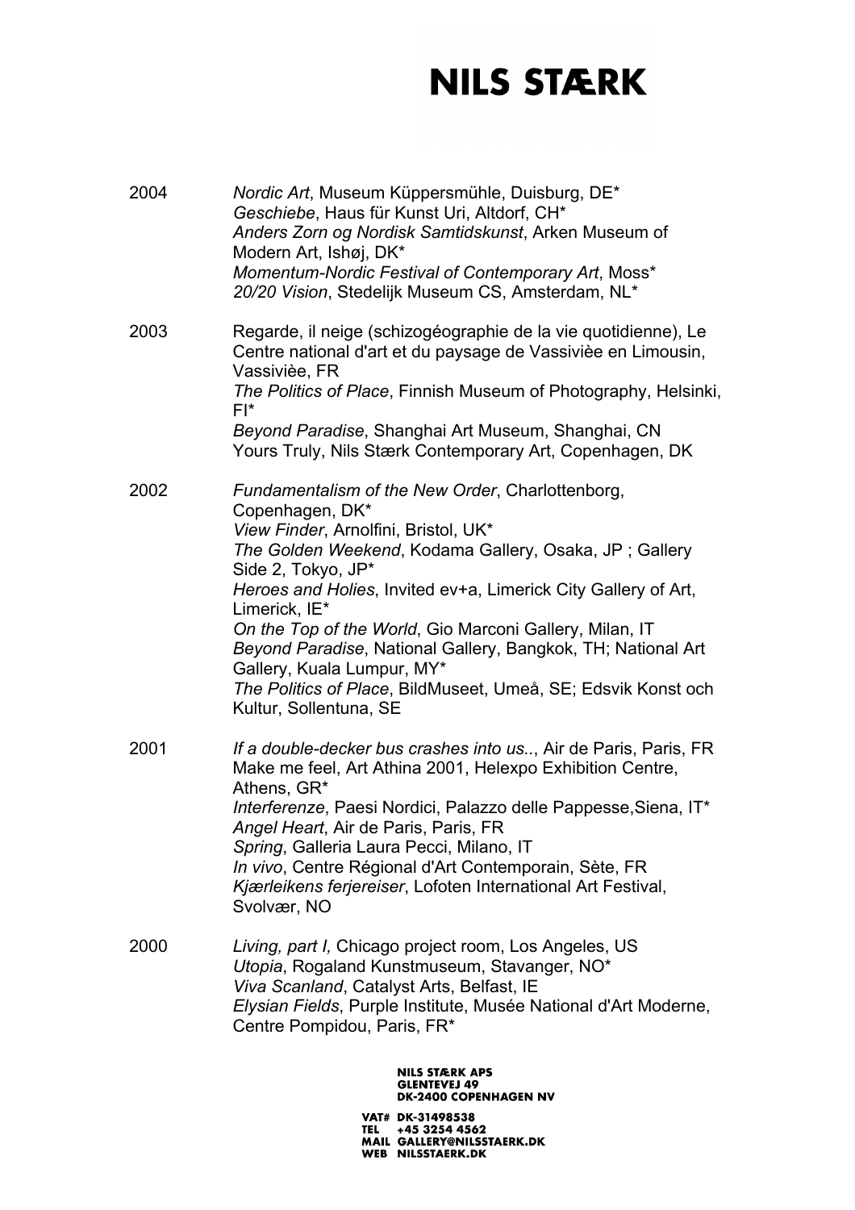2004

*Nordic Art*, Museum Küppersmühle, Duisburg, DE*
*Geschiebe*, Haus für Kunst Uri, Altdorf, CH*
*Anders Zorn og Nordisk Samtidskunst*, Arken Museum of Modern Art, Ishøj, DK*
*Momentum-Nordic Festival of Contemporary Art*, Moss*
*20/20 Vision*, Stedelijk Museum CS, Amsterdam, NL*

2003

Regarde, il neige (schizogéographie de la vie quotidienne), Le Centre national d'art et du paysage de Vassiviѐe en Limousin, Vassiviѐe, FR
*The Politics of Place*, Finnish Museum of Photography, Helsinki, FI*
*Beyond Paradise*, Shanghai Art Museum, Shanghai, CN
Yours Truly, Nils Stærk Contemporary Art, Copenhagen, DK

2002

*Fundamentalism of the New Order*, Charlottenborg, Copenhagen, DK*
*View Finder*, Arnolfini, Bristol, UK*
*The Golden Weekend*, Kodama Gallery, Osaka, JP ; Gallery Side 2, Tokyo, JP*
*Heroes and Holies*, Invited ev+a, Limerick City Gallery of Art, Limerick, IE*
*On the Top of the World*, Gio Marconi Gallery, Milan, IT
*Beyond Paradise*, National Gallery, Bangkok, TH; National Art Gallery, Kuala Lumpur, MY*
*The Politics of Place*, BildMuseet, Umeå, SE; Edsvik Konst och Kultur, Sollentuna, SE

2001

*If a double-decker bus crashes into us..*, Air de Paris, Paris, FR
Make me feel, Art Athina 2001, Helexpo Exhibition Centre, Athens, GR*
*Interferenze*, Paesi Nordici, Palazzo delle Pappesse,Siena, IT*
*Angel Heart*, Air de Paris, Paris, FR
*Spring*, Galleria Laura Pecci, Milano, IT
*In vivo*, Centre Régional d'Art Contemporain, Sète, FR
*Kjærleikens ferjereiser*, Lofoten International Art Festival, Svolvær, NO

2000

*Living, part I,* Chicago project room, Los Angeles, US
*Utopia*, Rogaland Kunstmuseum, Stavanger, NO*
*Viva Scanland*, Catalyst Arts, Belfast, IE
*Elysian Fields*, Purple Institute, Musée National d'Art Moderne, Centre Pompidou, Paris, FR*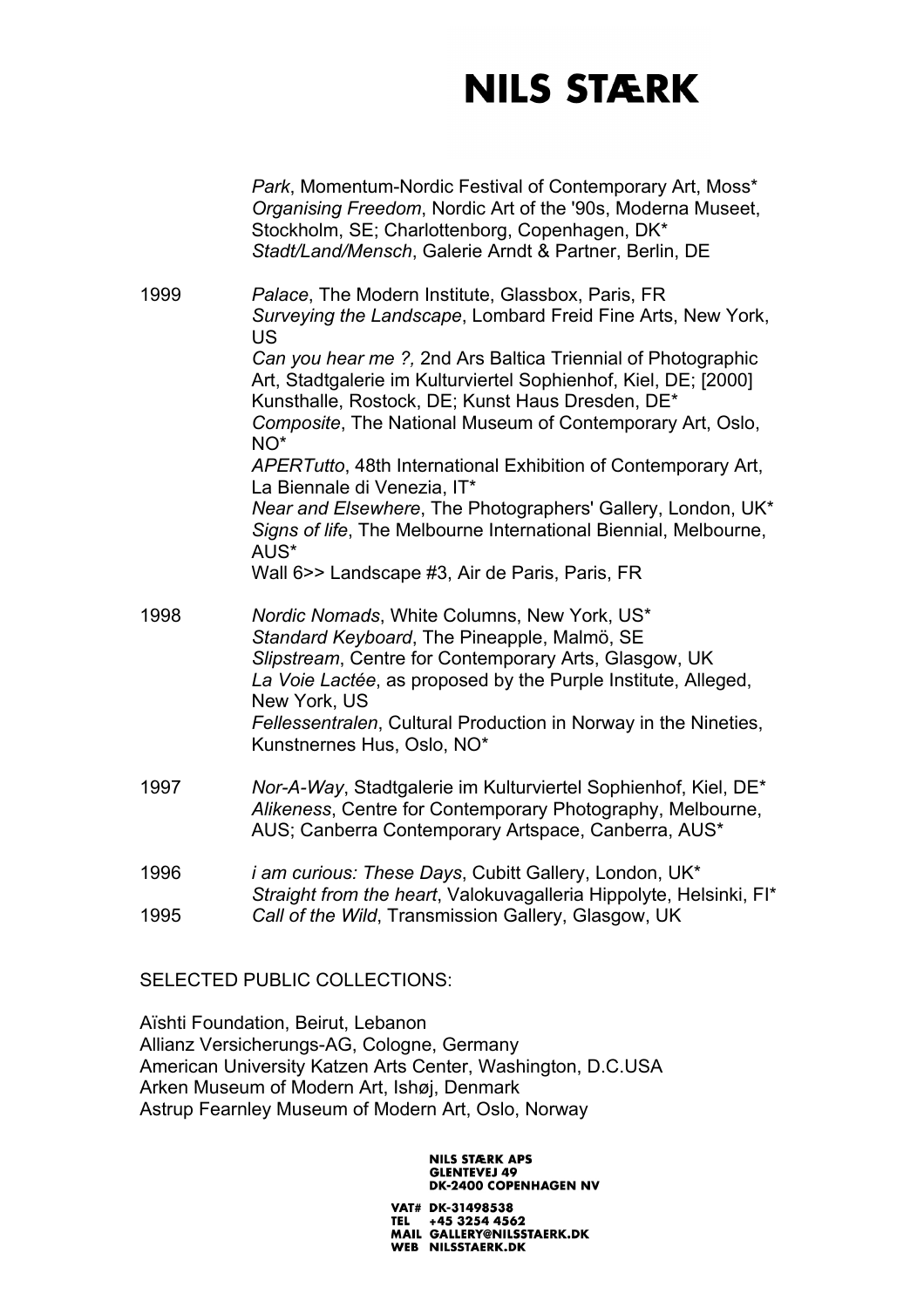*Park*, Momentum-Nordic Festival of Contemporary Art, Moss*
*Organising Freedom*, Nordic Art of the '90s, Moderna Museet, Stockholm, SE; Charlottenborg, Copenhagen, DK*
*Stadt/Land/Mensch*, Galerie Arndt & Partner, Berlin, DE

1999
*Palace*, The Modern Institute, Glassbox, Paris, FR
*Surveying the Landscape*, Lombard Freid Fine Arts, New York, US
*Can you hear me ?,* 2nd Ars Baltica Triennial of Photographic Art, Stadtgalerie im Kulturviertel Sophienhof, Kiel, DE; [2000] Kunsthalle, Rostock, DE; Kunst Haus Dresden, DE*
*Composite*, The National Museum of Contemporary Art, Oslo, NO*
*APERTutto*, 48th International Exhibition of Contemporary Art, La Biennale di Venezia, IT*
*Near and Elsewhere*, The Photographers' Gallery, London, UK*
*Signs of life*, The Melbourne International Biennial, Melbourne, AUS*
Wall 6>> Landscape #3, Air de Paris, Paris, FR

1998
*Nordic Nomads*, White Columns, New York, US*
*Standard Keyboard*, The Pineapple, Malmö, SE
*Slipstream*, Centre for Contemporary Arts, Glasgow, UK
*La Voie Lactée*, as proposed by the Purple Institute, Alleged, New York, US
*Fellessentralen*, Cultural Production in Norway in the Nineties, Kunstnernes Hus, Oslo, NO*

1997
*Nor-A-Way*, Stadtgalerie im Kulturviertel Sophienhof, Kiel, DE*
*Alikeness*, Centre for Contemporary Photography, Melbourne, AUS; Canberra Contemporary Artspace, Canberra, AUS*

1996
*i am curious: These Days*, Cubitt Gallery, London, UK*
*Straight from the heart*, Valokuvagalleria Hippolyte, Helsinki, FI*

1995
*Call of the Wild*, Transmission Gallery, Glasgow, UK

SELECTED PUBLIC COLLECTIONS:

Aïshti Foundation, Beirut, Lebanon
Allianz Versicherungs-AG, Cologne, Germany
American University Katzen Arts Center, Washington, D.C.USA
Arken Museum of Modern Art, Ishøj, Denmark
Astrup Fearnley Museum of Modern Art, Oslo, Norway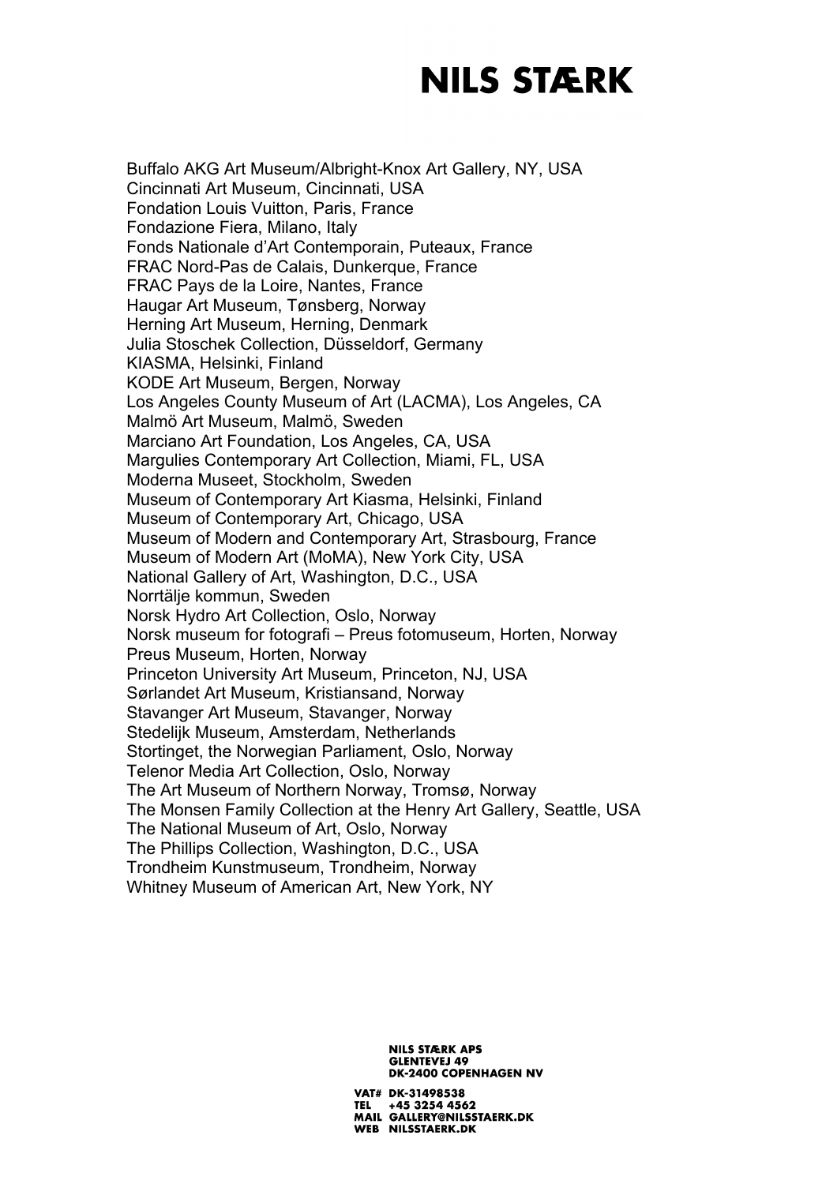Buffalo AKG Art Museum/Albright-Knox Art Gallery, NY, USA
Cincinnati Art Museum, Cincinnati, USA
Fondation Louis Vuitton, Paris, France
Fondazione Fiera, Milano, Italy
Fonds Nationale d'Art Contemporain, Puteaux, France
FRAC Nord-Pas de Calais, Dunkerque, France
FRAC Pays de la Loire, Nantes, France
Haugar Art Museum, Tønsberg, Norway
Herning Art Museum, Herning, Denmark
Julia Stoschek Collection, Düsseldorf, Germany
KIASMA, Helsinki, Finland
KODE Art Museum, Bergen, Norway
Los Angeles County Museum of Art (LACMA), Los Angeles, CA
Malmö Art Museum, Malmö, Sweden
Marciano Art Foundation, Los Angeles, CA, USA
Margulies Contemporary Art Collection, Miami, FL, USA
Moderna Museet, Stockholm, Sweden
Museum of Contemporary Art Kiasma, Helsinki, Finland
Museum of Contemporary Art, Chicago, USA
Museum of Modern and Contemporary Art, Strasbourg, France
Museum of Modern Art (MoMA), New York City, USA
National Gallery of Art, Washington, D.C., USA
Norrtälje kommun, Sweden
Norsk Hydro Art Collection, Oslo, Norway
Norsk museum for fotografi – Preus fotomuseum, Horten, Norway
Preus Museum, Horten, Norway
Princeton University Art Museum, Princeton, NJ, USA
Sørlandet Art Museum, Kristiansand, Norway
Stavanger Art Museum, Stavanger, Norway
Stedelijk Museum, Amsterdam, Netherlands
Stortinget, the Norwegian Parliament, Oslo, Norway
Telenor Media Art Collection, Oslo, Norway
The Art Museum of Northern Norway, Tromsø, Norway
The Monsen Family Collection at the Henry Art Gallery, Seattle, USA
The National Museum of Art, Oslo, Norway
The Phillips Collection, Washington, D.C., USA
Trondheim Kunstmuseum, Trondheim, Norway
Whitney Museum of American Art, New York, NY